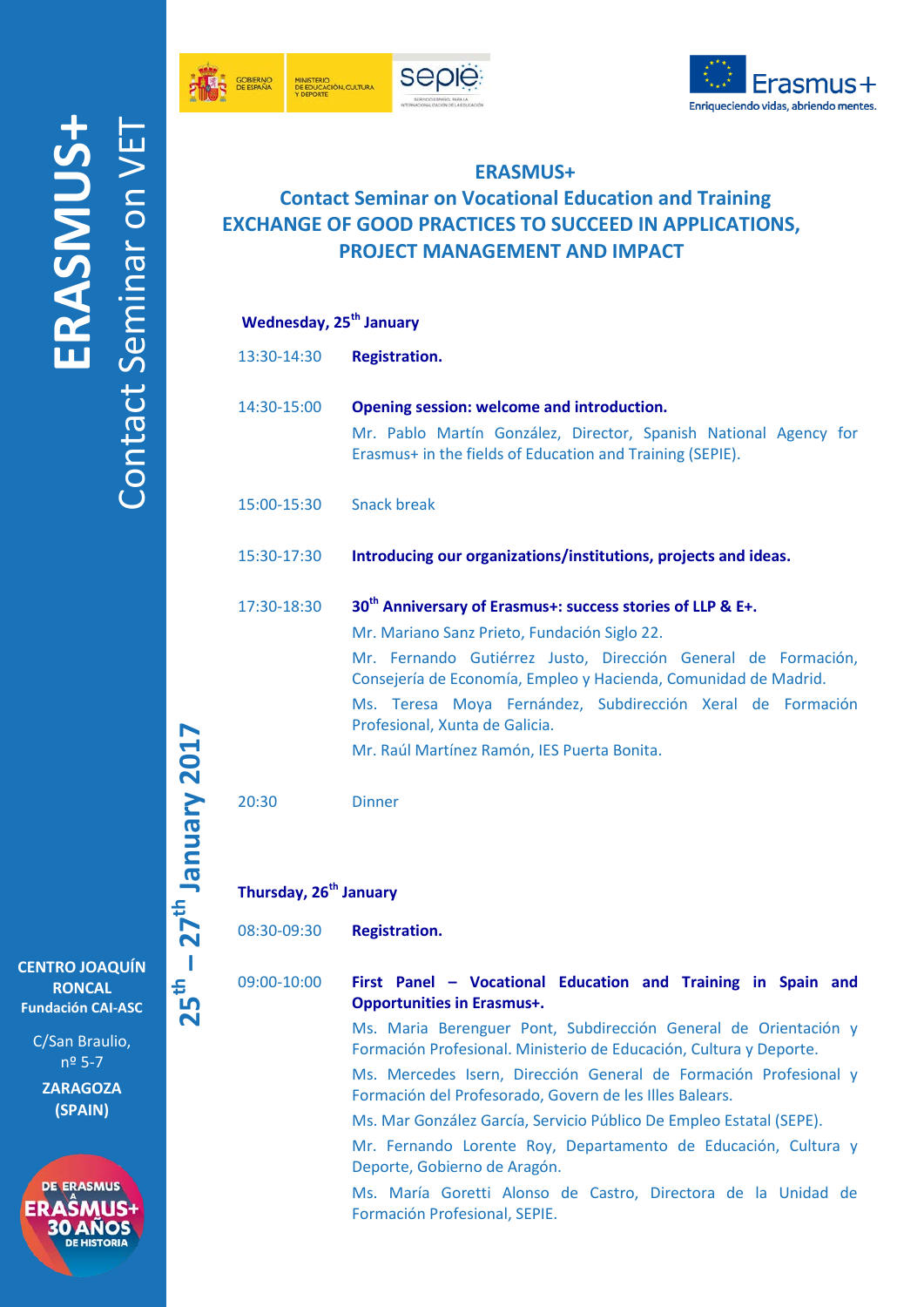# ERASMUS+

## Contact Seminar on VET

**25[th] – 27[th] January 2017**

**CENTRO JOAQUÍN RONCAL**
**Fundación CAI-ASC**

C/San Braulio, nº 5-7

**ZARAGOZA (SPAIN)**

## ERASMUS+
## Contact Seminar on Vocational Education and Training
## EXCHANGE OF GOOD PRACTICES TO SUCCEED IN APPLICATIONS, PROJECT MANAGEMENT AND IMPACT

### Wednesday, 25[th] January

13:30-14:30 **Registration.**

14:30-15:00 **Opening session: welcome and introduction.**
Mr. Pablo Martín González, Director, Spanish National Agency for Erasmus+ in the fields of Education and Training (SEPIE).

15:00-15:30 Snack break

15:30-17:30 **Introducing our organizations/institutions, projects and ideas.**

17:30-18:30 **30[th] Anniversary of Erasmus+: success stories of LLP & E+.**
Mr. Mariano Sanz Prieto, Fundación Siglo 22.
Mr. Fernando Gutiérrez Justo, Dirección General de Formación, Consejería de Economía, Empleo y Hacienda, Comunidad de Madrid.
Ms. Teresa Moya Fernández, Subdirección Xeral de Formación Profesional, Xunta de Galicia.
Mr. Raúl Martínez Ramón, IES Puerta Bonita.

20:30 Dinner

### Thursday, 26[th] January

08:30-09:30 **Registration.**

09:00-10:00 **First Panel – Vocational Education and Training in Spain and Opportunities in Erasmus+.**
Ms. Maria Berenguer Pont, Subdirección General de Orientación y Formación Profesional. Ministerio de Educación, Cultura y Deporte.
Ms. Mercedes Isern, Dirección General de Formación Profesional y Formación del Profesorado, Govern de les Illes Balears.
Ms. Mar González García, Servicio Público De Empleo Estatal (SEPE).
Mr. Fernando Lorente Roy, Departamento de Educación, Cultura y Deporte, Gobierno de Aragón.
Ms. María Goretti Alonso de Castro, Directora de la Unidad de Formación Profesional, SEPIE.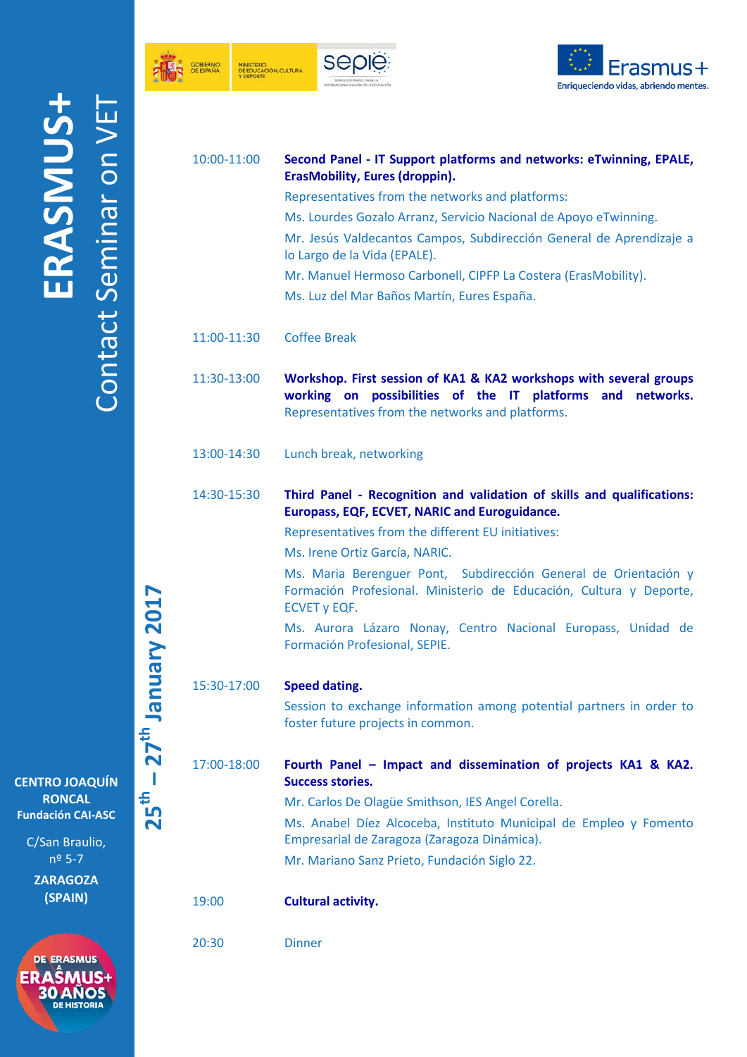| | |
|---|---|
| 10:00-11:00 | **Second Panel - IT Support platforms and networks: eTwinning, EPALE, ErasMobility, Eures (droppin).**<br>Representatives from the networks and platforms:<br>Ms. Lourdes Gozalo Arranz, Servicio Nacional de Apoyo eTwinning.<br>Mr. Jesús Valdecantos Campos, Subdirección General de Aprendizaje a lo Largo de la Vida (EPALE).<br>Mr. Manuel Hermoso Carbonell, CIPFP La Costera (ErasMobility).<br>Ms. Luz del Mar Baños Martín, Eures España. |
| 11:00-11:30 | Coffee Break |
| 11:30-13:00 | **Workshop. First session of KA1 & KA2 workshops with several groups working on possibilities of the IT platforms and networks.** Representatives from the networks and platforms. |
| 13:00-14:30 | Lunch break, networking |
| 14:30-15:30 | **Third Panel - Recognition and validation of skills and qualifications: Europass, EQF, ECVET, NARIC and Euroguidance.**<br>Representatives from the different EU initiatives:<br>Ms. Irene Ortiz García, NARIC.<br>Ms. Maria Berenguer Pont, Subdirección General de Orientación y Formación Profesional. Ministerio de Educación, Cultura y Deporte, ECVET y EQF.<br>Ms. Aurora Lázaro Nonay, Centro Nacional Europass, Unidad de Formación Profesional, SEPIE. |
| 15:30-17:00 | **Speed dating.**<br>Session to exchange information among potential partners in order to foster future projects in common. |
| 17:00-18:00 | **Fourth Panel – Impact and dissemination of projects KA1 & KA2. Success stories.**<br>Mr. Carlos De Olagüe Smithson, IES Angel Corella.<br>Ms. Anabel Díez Alcoceba, Instituto Municipal de Empleo y Fomento Empresarial de Zaragoza (Zaragoza Dinámica).<br>Mr. Mariano Sanz Prieto, Fundación Siglo 22. |
| 19:00 | **Cultural activity.** |
| 20:30 | Dinner |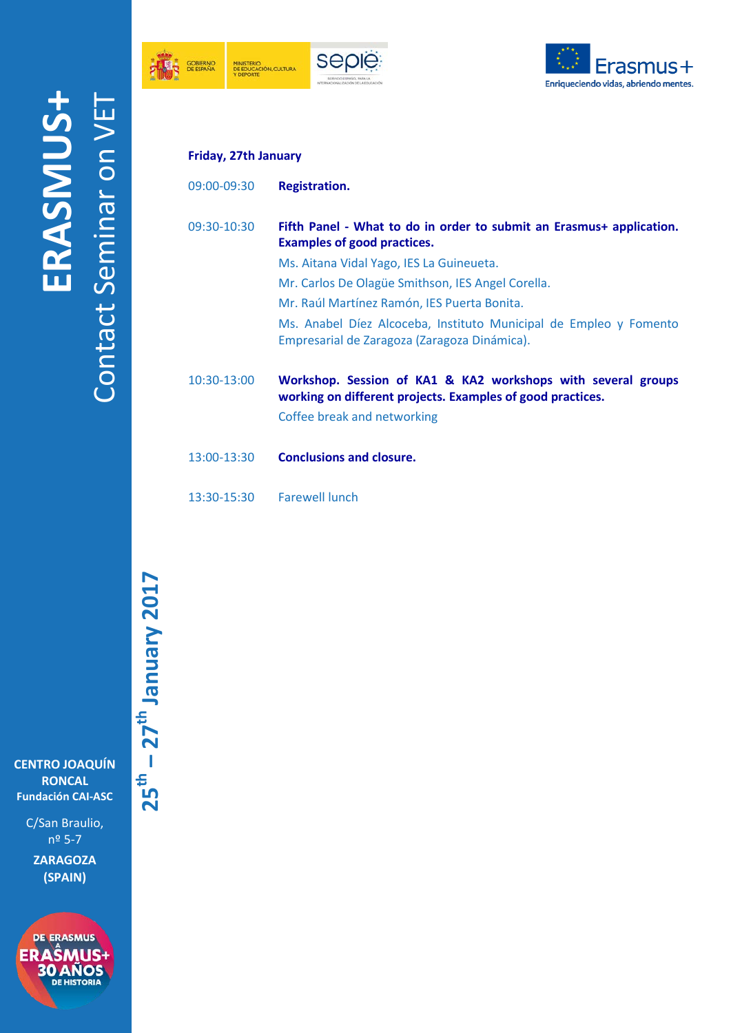**ERASMUS+**

Contact Seminar on VET

**Friday, 27th January**

09:00-09:30 **Registration.**

09:30-10:30 **Fifth Panel - What to do in order to submit an Erasmus+ application. Examples of good practices.**

Ms. Aitana Vidal Yago, IES La Guineueta.

Mr. Carlos De Olagüe Smithson, IES Angel Corella.

Mr. Raúl Martínez Ramón, IES Puerta Bonita.

Ms. Anabel Díez Alcoceba, Instituto Municipal de Empleo y Fomento Empresarial de Zaragoza (Zaragoza Dinámica).

10:30-13:00 **Workshop. Session of KA1 & KA2 workshops with several groups working on different projects. Examples of good practices.**

Coffee break and networking

13:00-13:30 **Conclusions and closure.**

13:30-15:30 Farewell lunch

**25th – 27th January 2017**

**CENTRO JOAQUÍN RONCAL**
**Fundación CAI-ASC**

C/San Braulio, nº 5-7

**ZARAGOZA (SPAIN)**